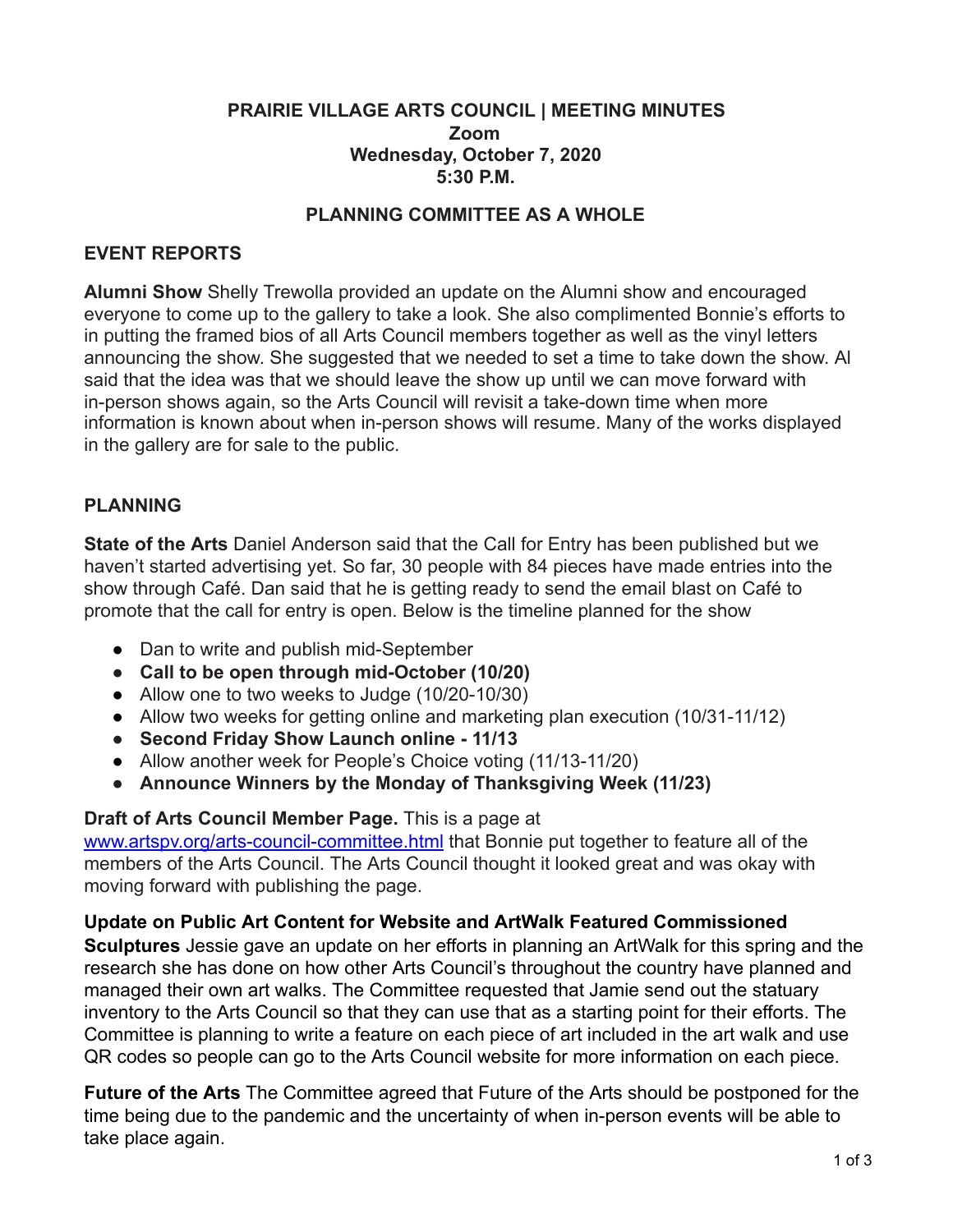# PRAIRIE VILLAGE ARTS COUNCIL | MEETING MINUTES

**Zoom**
**Wednesday, October 7, 2020**
**5:30 P.M.**

## PLANNING COMMITTEE AS A WHOLE

### EVENT REPORTS

**Alumni Show** Shelly Trewolla provided an update on the Alumni show and encouraged everyone to come up to the gallery to take a look. She also complimented Bonnie's efforts to in putting the framed bios of all Arts Council members together as well as the vinyl letters announcing the show. She suggested that we needed to set a time to take down the show. Al said that the idea was that we should leave the show up until we can move forward with in-person shows again, so the Arts Council will revisit a take-down time when more information is known about when in-person shows will resume. Many of the works displayed in the gallery are for sale to the public.

### PLANNING

**State of the Arts** Daniel Anderson said that the Call for Entry has been published but we haven't started advertising yet. So far, 30 people with 84 pieces have made entries into the show through Café. Dan said that he is getting ready to send the email blast on Café to promote that the call for entry is open. Below is the timeline planned for the show

- Dan to write and publish mid-September
- **Call to be open through mid-October (10/20)**
- Allow one to two weeks to Judge (10/20-10/30)
- Allow two weeks for getting online and marketing plan execution (10/31-11/12)
- **Second Friday Show Launch online - 11/13**
- Allow another week for People's Choice voting (11/13-11/20)
- **Announce Winners by the Monday of Thanksgiving Week (11/23)**

**Draft of Arts Council Member Page.** This is a page at www.artspv.org/arts-council-committee.html that Bonnie put together to feature all of the members of the Arts Council. The Arts Council thought it looked great and was okay with moving forward with publishing the page.

**Update on Public Art Content for Website and ArtWalk Featured Commissioned Sculptures** Jessie gave an update on her efforts in planning an ArtWalk for this spring and the research she has done on how other Arts Council's throughout the country have planned and managed their own art walks. The Committee requested that Jamie send out the statuary inventory to the Arts Council so that they can use that as a starting point for their efforts. The Committee is planning to write a feature on each piece of art included in the art walk and use QR codes so people can go to the Arts Council website for more information on each piece.

**Future of the Arts** The Committee agreed that Future of the Arts should be postponed for the time being due to the pandemic and the uncertainty of when in-person events will be able to take place again.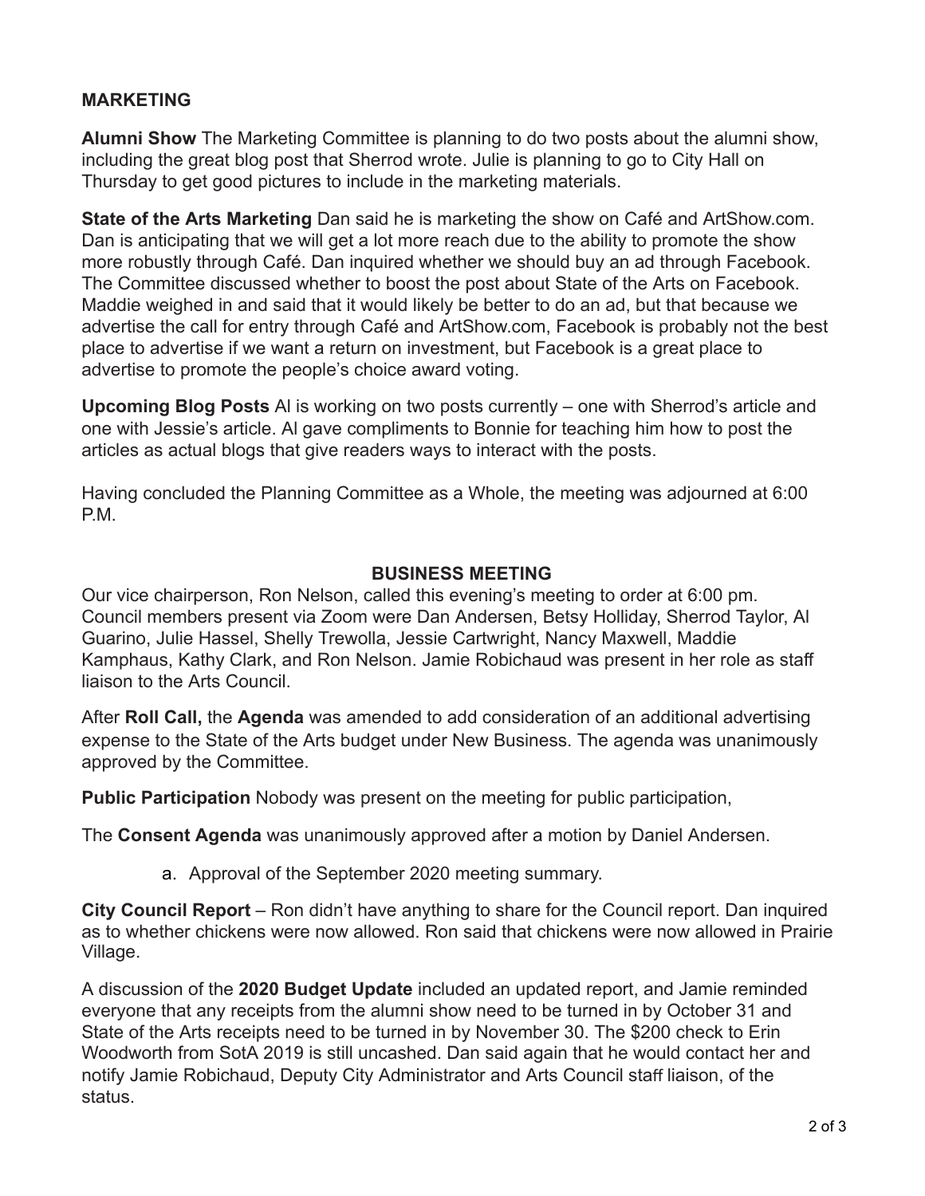## MARKETING

**Alumni Show** The Marketing Committee is planning to do two posts about the alumni show, including the great blog post that Sherrod wrote. Julie is planning to go to City Hall on Thursday to get good pictures to include in the marketing materials.

**State of the Arts Marketing** Dan said he is marketing the show on Café and ArtShow.com. Dan is anticipating that we will get a lot more reach due to the ability to promote the show more robustly through Café. Dan inquired whether we should buy an ad through Facebook. The Committee discussed whether to boost the post about State of the Arts on Facebook. Maddie weighed in and said that it would likely be better to do an ad, but that because we advertise the call for entry through Café and ArtShow.com, Facebook is probably not the best place to advertise if we want a return on investment, but Facebook is a great place to advertise to promote the people's choice award voting.

**Upcoming Blog Posts** Al is working on two posts currently – one with Sherrod's article and one with Jessie's article. Al gave compliments to Bonnie for teaching him how to post the articles as actual blogs that give readers ways to interact with the posts.

Having concluded the Planning Committee as a Whole, the meeting was adjourned at 6:00 P.M.

## BUSINESS MEETING

Our vice chairperson, Ron Nelson, called this evening's meeting to order at 6:00 pm. Council members present via Zoom were Dan Andersen, Betsy Holliday, Sherrod Taylor, Al Guarino, Julie Hassel, Shelly Trewolla, Jessie Cartwright, Nancy Maxwell, Maddie Kamphaus, Kathy Clark, and Ron Nelson. Jamie Robichaud was present in her role as staff liaison to the Arts Council.

After **Roll Call,** the **Agenda** was amended to add consideration of an additional advertising expense to the State of the Arts budget under New Business. The agenda was unanimously approved by the Committee.

**Public Participation** Nobody was present on the meeting for public participation,

The **Consent Agenda** was unanimously approved after a motion by Daniel Andersen.

a. Approval of the September 2020 meeting summary.

**City Council Report** – Ron didn't have anything to share for the Council report. Dan inquired as to whether chickens were now allowed. Ron said that chickens were now allowed in Prairie Village.

A discussion of the **2020 Budget Update** included an updated report, and Jamie reminded everyone that any receipts from the alumni show need to be turned in by October 31 and State of the Arts receipts need to be turned in by November 30. The $200 check to Erin Woodworth from SotA 2019 is still uncashed. Dan said again that he would contact her and notify Jamie Robichaud, Deputy City Administrator and Arts Council staff liaison, of the status.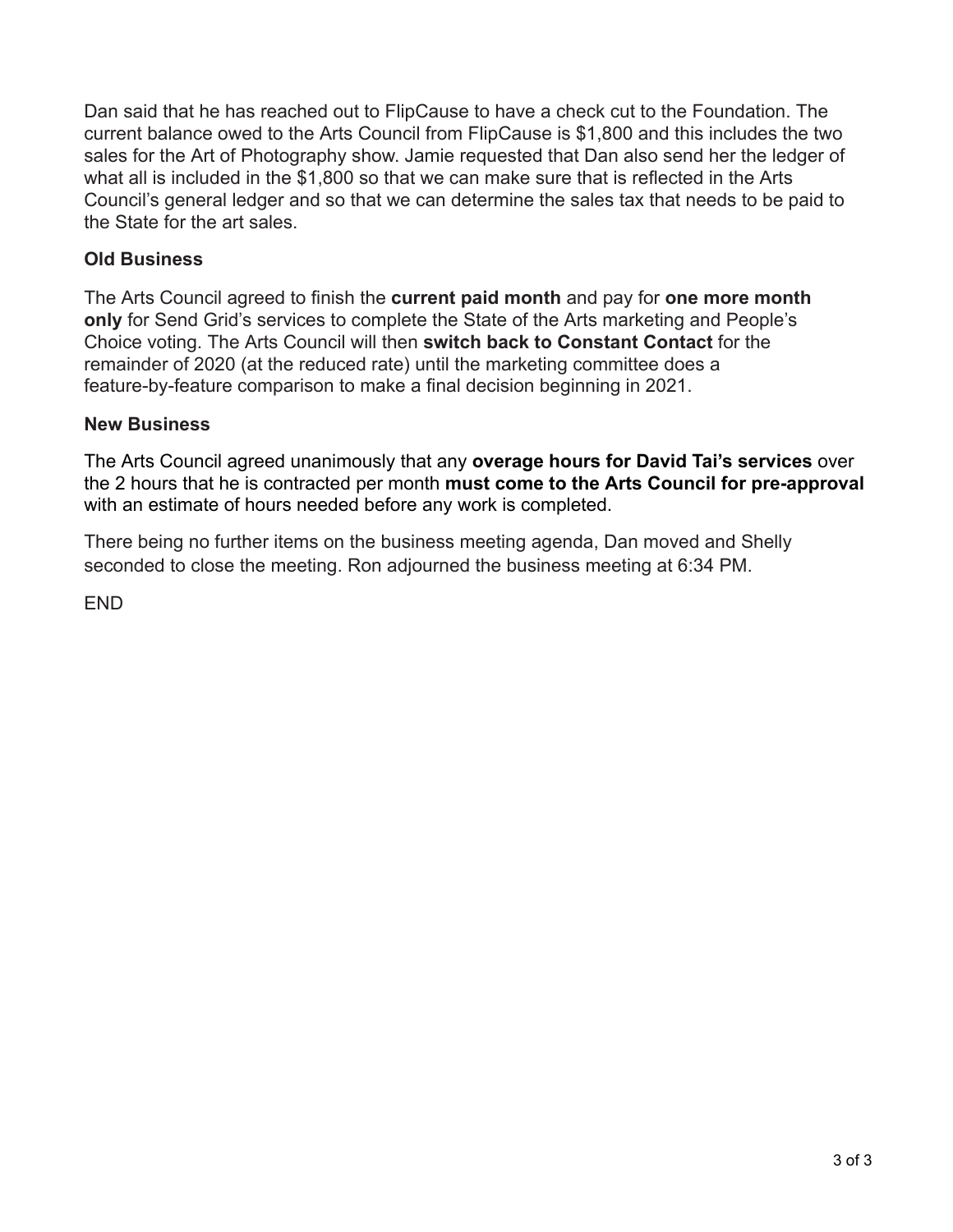Dan said that he has reached out to FlipCause to have a check cut to the Foundation. The current balance owed to the Arts Council from FlipCause is $1,800 and this includes the two sales for the Art of Photography show. Jamie requested that Dan also send her the ledger of what all is included in the $1,800 so that we can make sure that is reflected in the Arts Council's general ledger and so that we can determine the sales tax that needs to be paid to the State for the art sales.

**Old Business**

The Arts Council agreed to finish the **current paid month** and pay for **one more month only** for Send Grid's services to complete the State of the Arts marketing and People's Choice voting. The Arts Council will then **switch back to Constant Contact** for the remainder of 2020 (at the reduced rate) until the marketing committee does a feature-by-feature comparison to make a final decision beginning in 2021.

**New Business**

The Arts Council agreed unanimously that any **overage hours for David Tai's services** over the 2 hours that he is contracted per month **must come to the Arts Council for pre-approval** with an estimate of hours needed before any work is completed.

There being no further items on the business meeting agenda, Dan moved and Shelly seconded to close the meeting. Ron adjourned the business meeting at 6:34 PM.

END